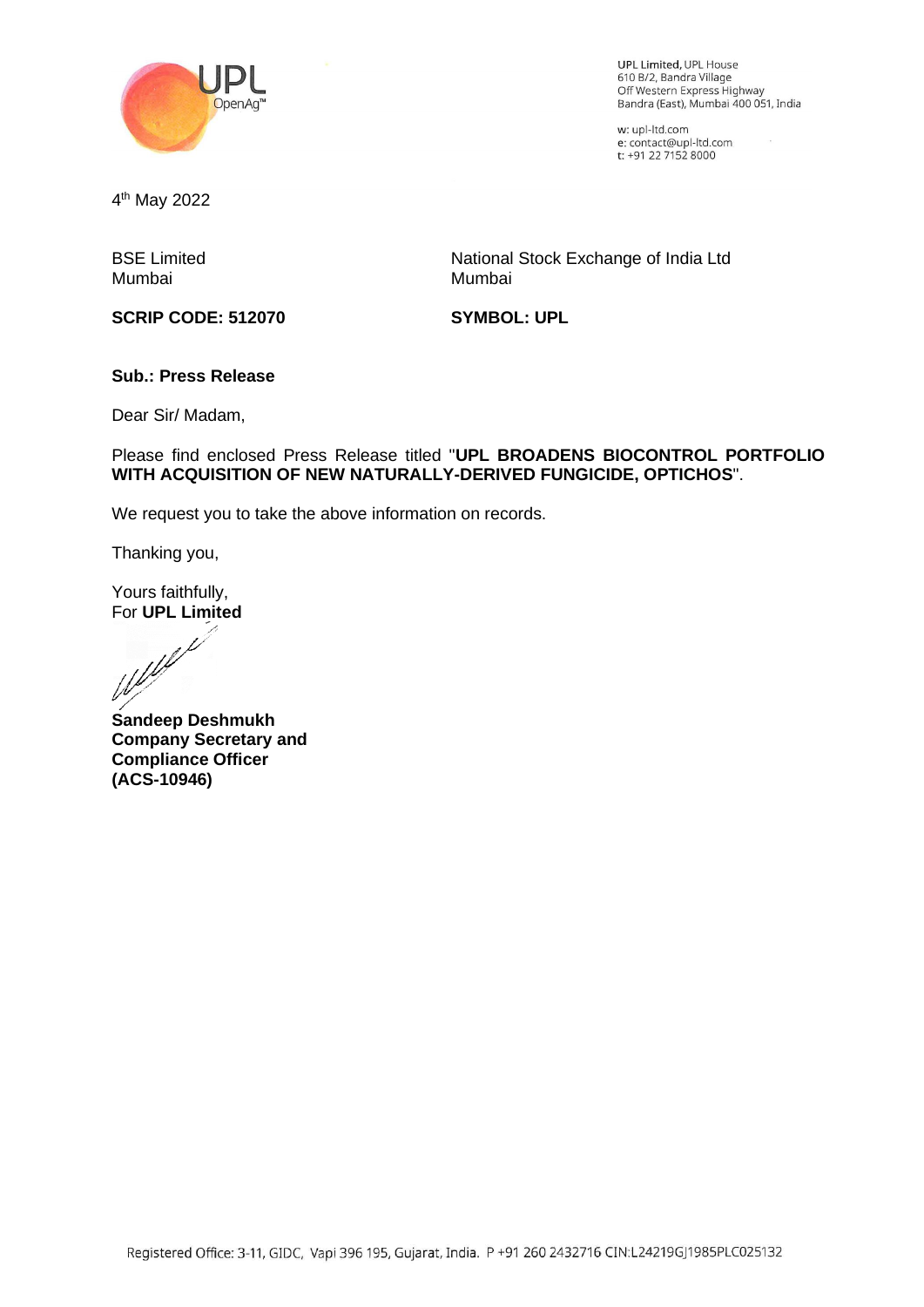UPL Limited, UPL House
610 B/2, Bandra Village
Off Western Express Highway
Bandra (East), Mumbai 400 051, India

w: upl-ltd.com
e: contact@upl-ltd.com
t: +91 22 7152 8000

4th May 2022

BSE Limited
Mumbai

**SCRIP CODE: 512070**

National Stock Exchange of India Ltd
Mumbai

**SYMBOL: UPL**

**Sub.: Press Release**

Dear Sir/ Madam,

Please find enclosed Press Release titled "**UPL BROADENS BIOCONTROL PORTFOLIO WITH ACQUISITION OF NEW NATURALLY-DERIVED FUNGICIDE, OPTICHOS**".

We request you to take the above information on records.

Thanking you,

Yours faithfully,
For **UPL Limited**

**Sandeep Deshmukh**
**Company Secretary and Compliance Officer**
**(ACS-10946)**

Registered Office: 3-11, GIDC, Vapi 396 195, Gujarat, India. P +91 260 2432716 CIN:L24219GJ1985PLC025132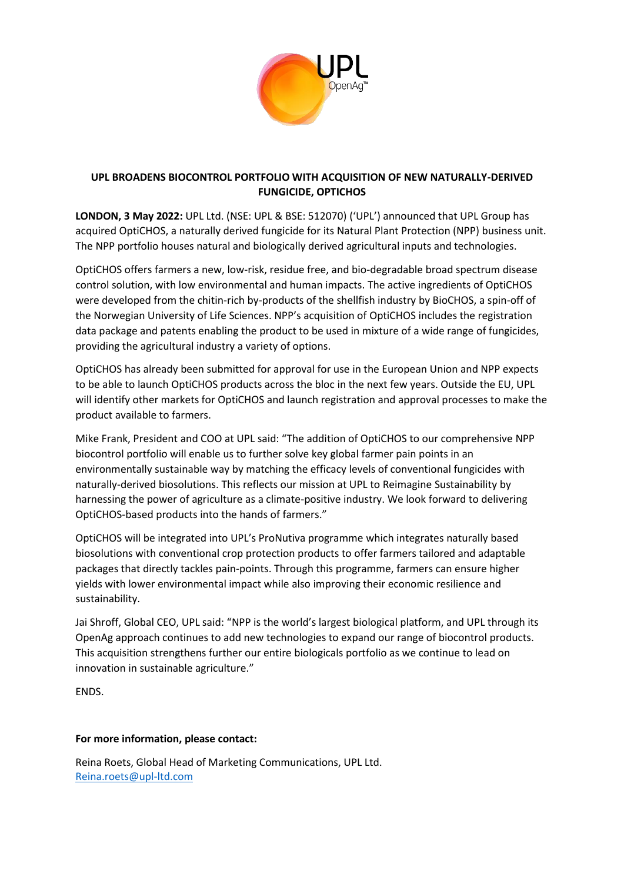## UPL BROADENS BIOCONTROL PORTFOLIO WITH ACQUISITION OF NEW NATURALLY-DERIVED FUNGICIDE, OPTICHOS

**LONDON, 3 May 2022:** UPL Ltd. (NSE: UPL & BSE: 512070) ('UPL') announced that UPL Group has acquired OptiCHOS, a naturally derived fungicide for its Natural Plant Protection (NPP) business unit. The NPP portfolio houses natural and biologically derived agricultural inputs and technologies.

OptiCHOS offers farmers a new, low-risk, residue free, and bio-degradable broad spectrum disease control solution, with low environmental and human impacts. The active ingredients of OptiCHOS were developed from the chitin-rich by-products of the shellfish industry by BioCHOS, a spin-off of the Norwegian University of Life Sciences. NPP's acquisition of OptiCHOS includes the registration data package and patents enabling the product to be used in mixture of a wide range of fungicides, providing the agricultural industry a variety of options.

OptiCHOS has already been submitted for approval for use in the European Union and NPP expects to be able to launch OptiCHOS products across the bloc in the next few years. Outside the EU, UPL will identify other markets for OptiCHOS and launch registration and approval processes to make the product available to farmers.

Mike Frank, President and COO at UPL said: "The addition of OptiCHOS to our comprehensive NPP biocontrol portfolio will enable us to further solve key global farmer pain points in an environmentally sustainable way by matching the efficacy levels of conventional fungicides with naturally-derived biosolutions. This reflects our mission at UPL to Reimagine Sustainability by harnessing the power of agriculture as a climate-positive industry. We look forward to delivering OptiCHOS-based products into the hands of farmers."

OptiCHOS will be integrated into UPL's ProNutiva programme which integrates naturally based biosolutions with conventional crop protection products to offer farmers tailored and adaptable packages that directly tackles pain-points. Through this programme, farmers can ensure higher yields with lower environmental impact while also improving their economic resilience and sustainability.

Jai Shroff, Global CEO, UPL said: "NPP is the world's largest biological platform, and UPL through its OpenAg approach continues to add new technologies to expand our range of biocontrol products. This acquisition strengthens further our entire biologicals portfolio as we continue to lead on innovation in sustainable agriculture."

ENDS.

**For more information, please contact:**

Reina Roets, Global Head of Marketing Communications, UPL Ltd.
Reina.roets@upl-ltd.com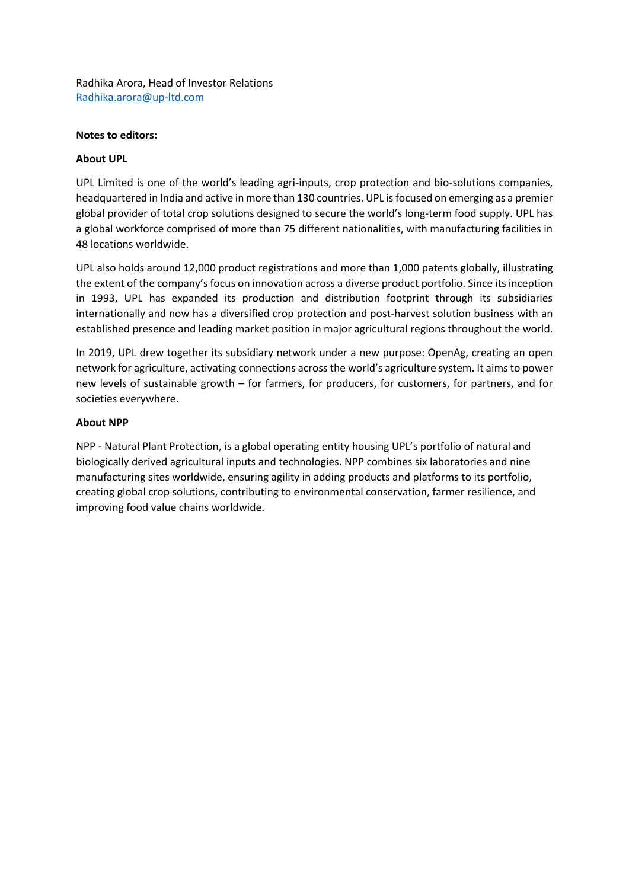Radhika Arora, Head of Investor Relations
Radhika.arora@up-ltd.com

**Notes to editors:**

**About UPL**

UPL Limited is one of the world's leading agri-inputs, crop protection and bio-solutions companies, headquartered in India and active in more than 130 countries. UPL is focused on emerging as a premier global provider of total crop solutions designed to secure the world's long-term food supply. UPL has a global workforce comprised of more than 75 different nationalities, with manufacturing facilities in 48 locations worldwide.

UPL also holds around 12,000 product registrations and more than 1,000 patents globally, illustrating the extent of the company's focus on innovation across a diverse product portfolio. Since its inception in 1993, UPL has expanded its production and distribution footprint through its subsidiaries internationally and now has a diversified crop protection and post-harvest solution business with an established presence and leading market position in major agricultural regions throughout the world.

In 2019, UPL drew together its subsidiary network under a new purpose: OpenAg, creating an open network for agriculture, activating connections across the world's agriculture system. It aims to power new levels of sustainable growth – for farmers, for producers, for customers, for partners, and for societies everywhere.

**About NPP**

NPP - Natural Plant Protection, is a global operating entity housing UPL's portfolio of natural and biologically derived agricultural inputs and technologies. NPP combines six laboratories and nine manufacturing sites worldwide, ensuring agility in adding products and platforms to its portfolio, creating global crop solutions, contributing to environmental conservation, farmer resilience, and improving food value chains worldwide.